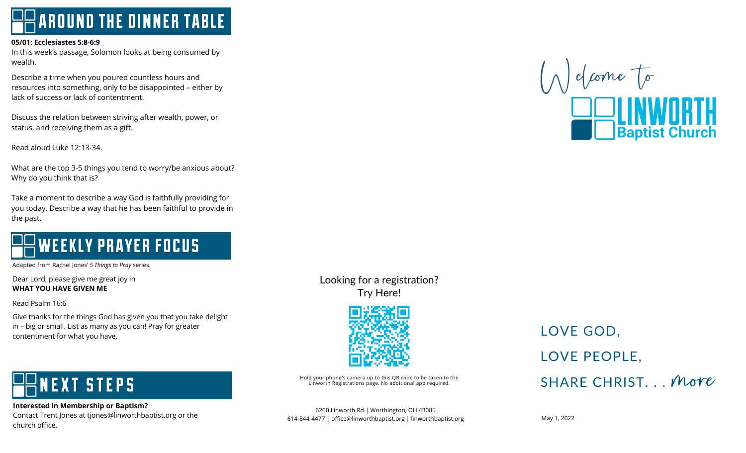# AROUND THE DINNER TABLE

**05/01: Ecclesiastes 5:8-6:9**

In this week's passage, Solomon looks at being consumed by wealth.

Describe a time when you poured countless hours and resources into something, only to be disappointed – either by lack of success or lack of contentment.

Discuss the relation between striving after wealth, power, or status, and receiving them as a gift.

Read aloud Luke 12:13-34.

What are the top 3-5 things you tend to worry/be anxious about? Why do you think that is?

Take a moment to describe a way God is faithfully providing for you today. Describe a way that he has been faithful to provide in the past.

# WEEKLY PRAYER FOCUS

Adapted from Rachel Jones' *5 Things to Pray* series.

Dear Lord, please give me great joy in
**WHAT YOU HAVE GIVEN ME**

Read Psalm 16:6

Give thanks for the things God has given you that you take delight in – big or small. List as many as you can! Pray for greater contentment for what you have.

# NEXT STEPS

**Interested in Membership or Baptism?**
Contact Trent Jones at tjones@linworthbaptist.org or the church office.

Looking for a registration?
Try Here!

Hold your phone's camera up to this QR code to be taken to the Linworth Registrations page. No additional app required.

6200 Linworth Rd | Worthington, OH 43085
614-844-4477 | office@linworthbaptist.org | linworthbaptist.org

Welcome to

**LINWORTH**
**Baptist Church**

LOVE GOD,

LOVE PEOPLE,

SHARE CHRIST. . . *more*

May 1, 2022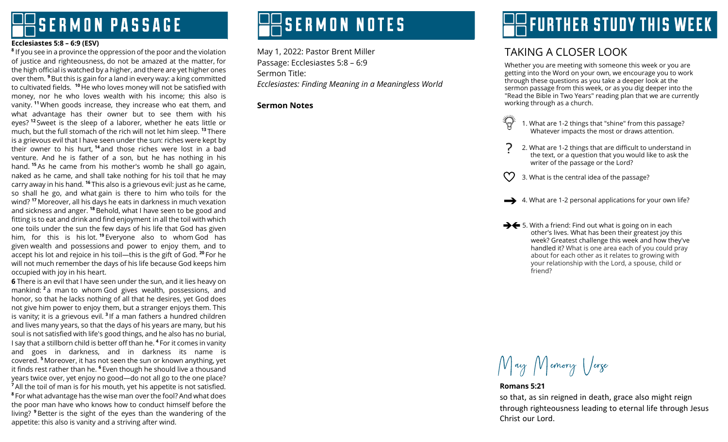# SERMON PASSAGE

**Ecclesiastes 5:8 – 6:9 (ESV)**

[8] If you see in a province the oppression of the poor and the violation of justice and righteousness, do not be amazed at the matter, for the high official is watched by a higher, and there are yet higher ones over them. [9] But this is gain for a land in every way: a king committed to cultivated fields. [10] He who loves money will not be satisfied with money, nor he who loves wealth with his income; this also is vanity. [11] When goods increase, they increase who eat them, and what advantage has their owner but to see them with his eyes? [12] Sweet is the sleep of a laborer, whether he eats little or much, but the full stomach of the rich will not let him sleep. [13] There is a grievous evil that I have seen under the sun: riches were kept by their owner to his hurt, [14] and those riches were lost in a bad venture. And he is father of a son, but he has nothing in his hand. [15] As he came from his mother's womb he shall go again, naked as he came, and shall take nothing for his toil that he may carry away in his hand. [16] This also is a grievous evil: just as he came, so shall he go, and what gain is there to him who toils for the wind? [17] Moreover, all his days he eats in darkness in much vexation and sickness and anger. [18] Behold, what I have seen to be good and fitting is to eat and drink and find enjoyment in all the toil with which one toils under the sun the few days of his life that God has given him, for this is his lot. [19] Everyone also to whom God has given wealth and possessions and power to enjoy them, and to accept his lot and rejoice in his toil—this is the gift of God. [20] For he will not much remember the days of his life because God keeps him occupied with joy in his heart.

**6** There is an evil that I have seen under the sun, and it lies heavy on mankind: [2] a man to whom God gives wealth, possessions, and honor, so that he lacks nothing of all that he desires, yet God does not give him power to enjoy them, but a stranger enjoys them. This is vanity; it is a grievous evil. [3] If a man fathers a hundred children and lives many years, so that the days of his years are many, but his soul is not satisfied with life's good things, and he also has no burial, I say that a stillborn child is better off than he. [4] For it comes in vanity and goes in darkness, and in darkness its name is covered. [5] Moreover, it has not seen the sun or known anything, yet it finds rest rather than he. [6] Even though he should live a thousand years twice over, yet enjoy no good—do not all go to the one place? [7] All the toil of man is for his mouth, yet his appetite is not satisfied. [8] For what advantage has the wise man over the fool? And what does the poor man have who knows how to conduct himself before the living? [9] Better is the sight of the eyes than the wandering of the appetite: this also is vanity and a striving after wind.

# SERMON NOTES

May 1, 2022: Pastor Brent Miller
Passage: Ecclesiastes 5:8 – 6:9
Sermon Title:
*Ecclesiastes: Finding Meaning in a Meaningless World*

**Sermon Notes**

# FURTHER STUDY THIS WEEK

## TAKING A CLOSER LOOK

Whether you are meeting with someone this week or you are getting into the Word on your own, we encourage you to work through these questions as you take a deeper look at the sermon passage from this week, or as you dig deeper into the "Read the Bible in Two Years" reading plan that we are currently working through as a church.

1. What are 1-2 things that "shine" from this passage? Whatever impacts the most or draws attention.
2. What are 1-2 things that are difficult to understand in the text, or a question that you would like to ask the writer of the passage or the Lord?
3. What is the central idea of the passage?
4. What are 1-2 personal applications for your own life?
5. With a friend: Find out what is going on in each other's lives. What has been their greatest joy this week? Greatest challenge this week and how they've handled it? What is one area each of you could pray about for each other as it relates to growing with your relationship with the Lord, a spouse, child or friend?

## May Memory Verse

**Romans 5:21**

so that, as sin reigned in death, grace also might reign through righteousness leading to eternal life through Jesus Christ our Lord.